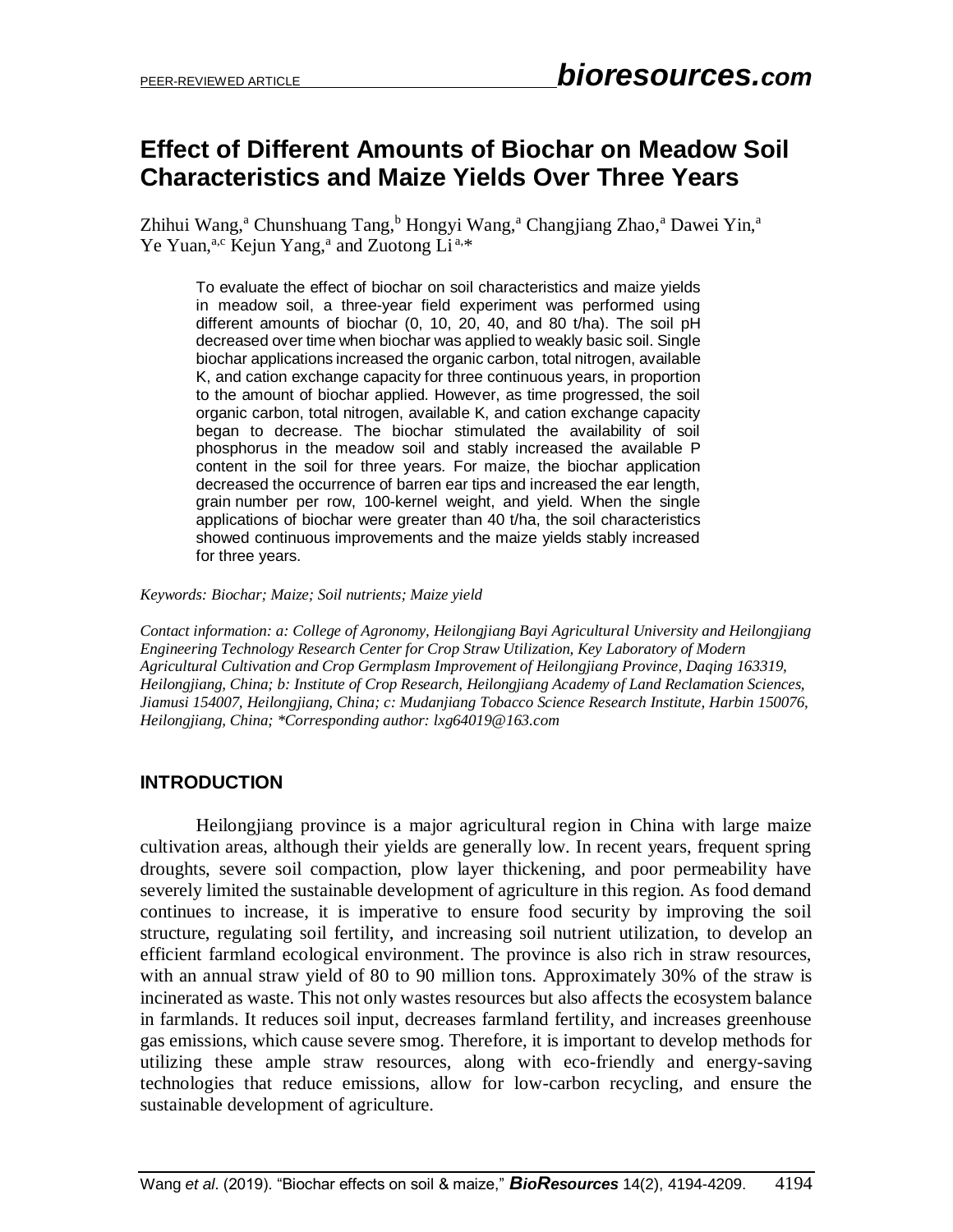# Effect of Different Amounts of Biochar on Meadow Soil Characteristics and Maize Yields Over Three Years

Zhihui Wang,[a] Chunshuang Tang,[b] Hongyi Wang,[a] Changjiang Zhao,[a] Dawei Yin,[a] Ye Yuan,[a,c] Kejun Yang,[a] and Zuotong Li[a,*]

> To evaluate the effect of biochar on soil characteristics and maize yields in meadow soil, a three-year field experiment was performed using different amounts of biochar (0, 10, 20, 40, and 80 t/ha). The soil pH decreased over time when biochar was applied to weakly basic soil. Single biochar applications increased the organic carbon, total nitrogen, available K, and cation exchange capacity for three continuous years, in proportion to the amount of biochar applied. However, as time progressed, the soil organic carbon, total nitrogen, available K, and cation exchange capacity began to decrease. The biochar stimulated the availability of soil phosphorus in the meadow soil and stably increased the available P content in the soil for three years. For maize, the biochar application decreased the occurrence of barren ear tips and increased the ear length, grain number per row, 100-kernel weight, and yield. When the single applications of biochar were greater than 40 t/ha, the soil characteristics showed continuous improvements and the maize yields stably increased for three years.

*Keywords: Biochar; Maize; Soil nutrients; Maize yield*

*Contact information: a: College of Agronomy, Heilongjiang Bayi Agricultural University and Heilongjiang Engineering Technology Research Center for Crop Straw Utilization, Key Laboratory of Modern Agricultural Cultivation and Crop Germplasm Improvement of Heilongjiang Province, Daqing 163319, Heilongjiang, China; b: Institute of Crop Research, Heilongjiang Academy of Land Reclamation Sciences, Jiamusi 154007, Heilongjiang, China; c: Mudanjiang Tobacco Science Research Institute, Harbin 150076, Heilongjiang, China; \*Corresponding author: lxg64019@163.com*

## INTRODUCTION

Heilongjiang province is a major agricultural region in China with large maize cultivation areas, although their yields are generally low. In recent years, frequent spring droughts, severe soil compaction, plow layer thickening, and poor permeability have severely limited the sustainable development of agriculture in this region. As food demand continues to increase, it is imperative to ensure food security by improving the soil structure, regulating soil fertility, and increasing soil nutrient utilization, to develop an efficient farmland ecological environment. The province is also rich in straw resources, with an annual straw yield of 80 to 90 million tons. Approximately 30% of the straw is incinerated as waste. This not only wastes resources but also affects the ecosystem balance in farmlands. It reduces soil input, decreases farmland fertility, and increases greenhouse gas emissions, which cause severe smog. Therefore, it is important to develop methods for utilizing these ample straw resources, along with eco-friendly and energy-saving technologies that reduce emissions, allow for low-carbon recycling, and ensure the sustainable development of agriculture.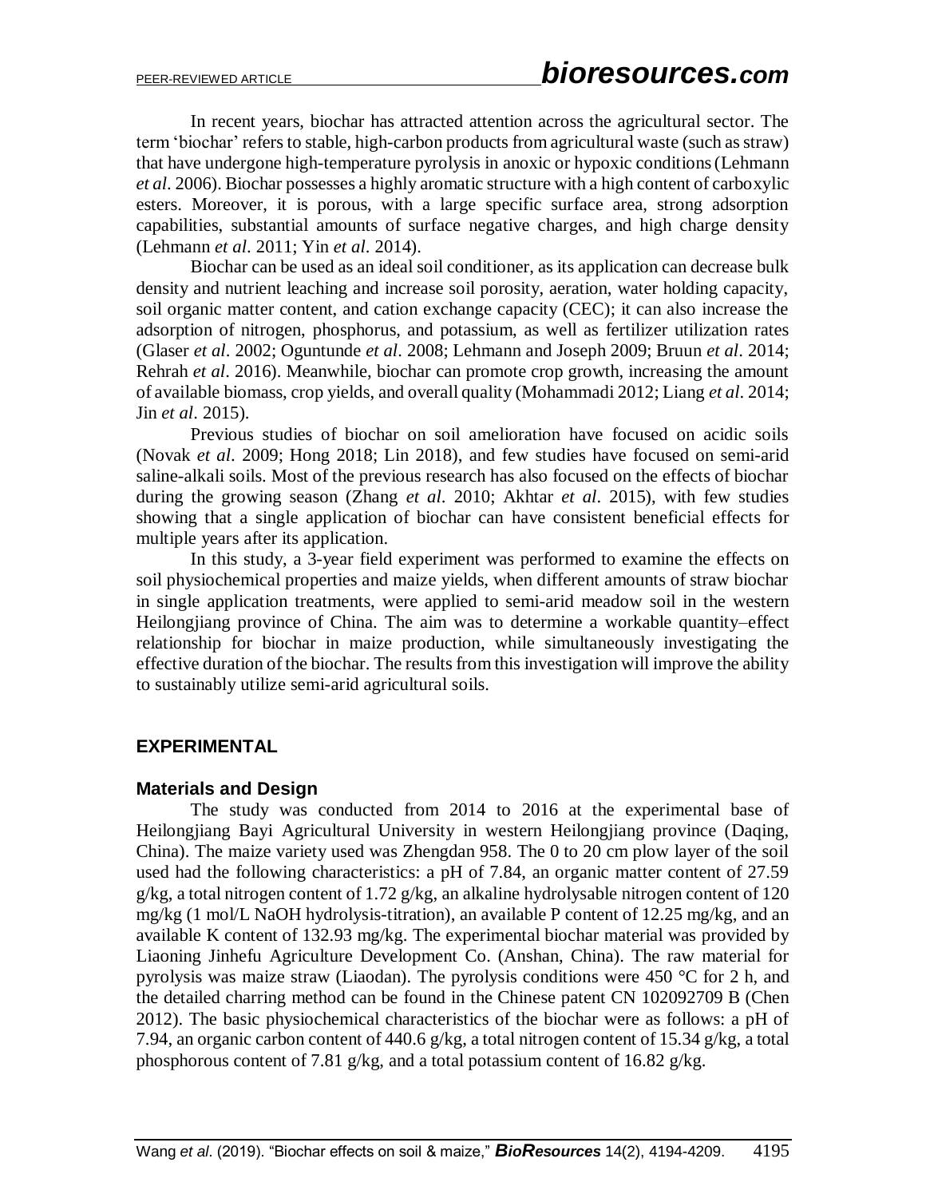In recent years, biochar has attracted attention across the agricultural sector. The term 'biochar' refers to stable, high-carbon products from agricultural waste (such as straw) that have undergone high-temperature pyrolysis in anoxic or hypoxic conditions (Lehmann *et al*. 2006). Biochar possesses a highly aromatic structure with a high content of carboxylic esters. Moreover, it is porous, with a large specific surface area, strong adsorption capabilities, substantial amounts of surface negative charges, and high charge density (Lehmann *et al*. 2011; Yin *et al*. 2014).

Biochar can be used as an ideal soil conditioner, as its application can decrease bulk density and nutrient leaching and increase soil porosity, aeration, water holding capacity, soil organic matter content, and cation exchange capacity (CEC); it can also increase the adsorption of nitrogen, phosphorus, and potassium, as well as fertilizer utilization rates (Glaser *et al*. 2002; Oguntunde *et al*. 2008; Lehmann and Joseph 2009; Bruun *et al*. 2014; Rehrah *et al*. 2016). Meanwhile, biochar can promote crop growth, increasing the amount of available biomass, crop yields, and overall quality (Mohammadi 2012; Liang *et al*. 2014; Jin *et al*. 2015).

Previous studies of biochar on soil amelioration have focused on acidic soils (Novak *et al*. 2009; Hong 2018; Lin 2018), and few studies have focused on semi-arid saline-alkali soils. Most of the previous research has also focused on the effects of biochar during the growing season (Zhang *et al*. 2010; Akhtar *et al*. 2015), with few studies showing that a single application of biochar can have consistent beneficial effects for multiple years after its application.

In this study, a 3-year field experiment was performed to examine the effects on soil physiochemical properties and maize yields, when different amounts of straw biochar in single application treatments, were applied to semi-arid meadow soil in the western Heilongjiang province of China. The aim was to determine a workable quantity–effect relationship for biochar in maize production, while simultaneously investigating the effective duration of the biochar. The results from this investigation will improve the ability to sustainably utilize semi-arid agricultural soils.

## EXPERIMENTAL

### Materials and Design

The study was conducted from 2014 to 2016 at the experimental base of Heilongjiang Bayi Agricultural University in western Heilongjiang province (Daqing, China). The maize variety used was Zhengdan 958. The 0 to 20 cm plow layer of the soil used had the following characteristics: a pH of 7.84, an organic matter content of 27.59 g/kg, a total nitrogen content of 1.72 g/kg, an alkaline hydrolysable nitrogen content of 120 mg/kg (1 mol/L NaOH hydrolysis-titration), an available P content of 12.25 mg/kg, and an available K content of 132.93 mg/kg. The experimental biochar material was provided by Liaoning Jinhefu Agriculture Development Co. (Anshan, China). The raw material for pyrolysis was maize straw (Liaodan). The pyrolysis conditions were 450 °C for 2 h, and the detailed charring method can be found in the Chinese patent CN 102092709 B (Chen 2012). The basic physiochemical characteristics of the biochar were as follows: a pH of 7.94, an organic carbon content of 440.6 g/kg, a total nitrogen content of 15.34 g/kg, a total phosphorous content of 7.81 g/kg, and a total potassium content of 16.82 g/kg.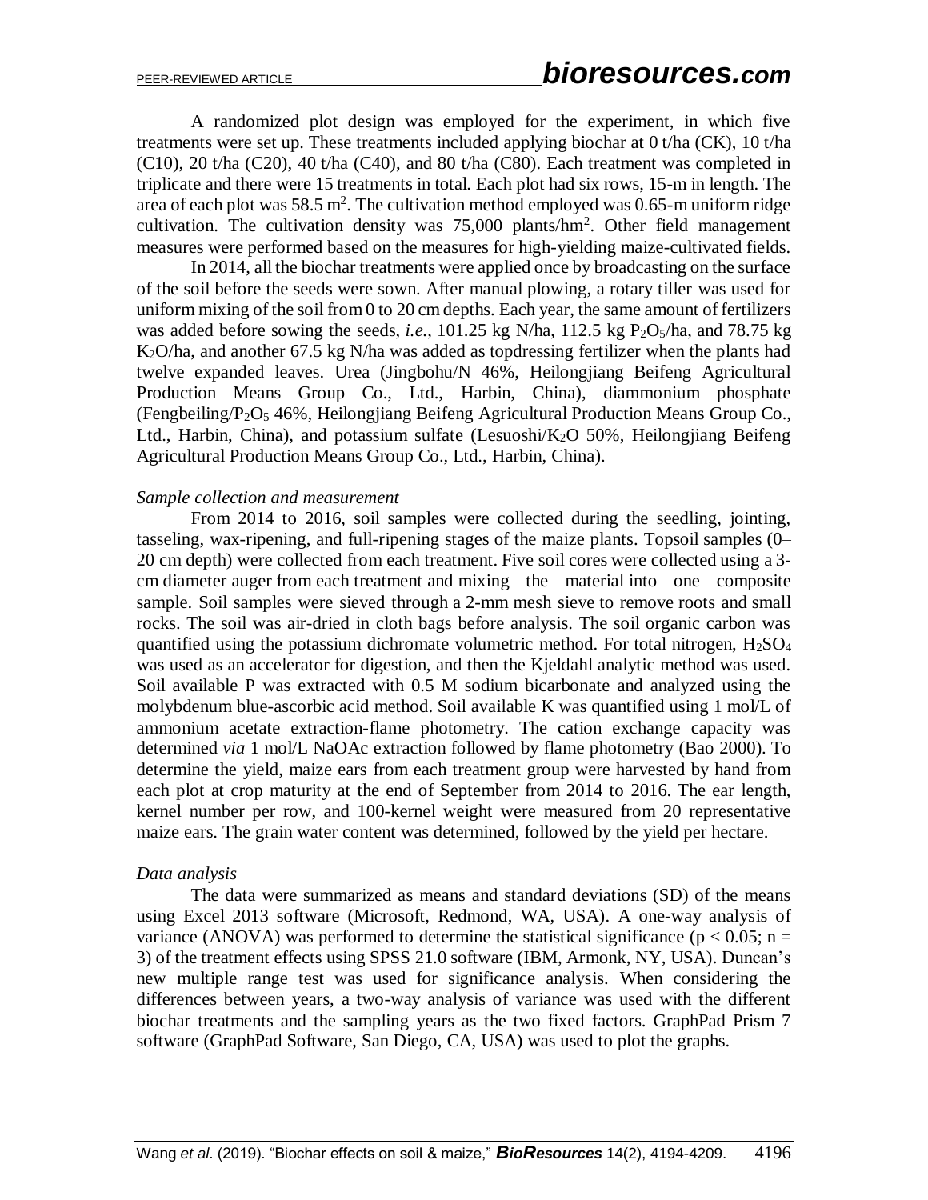A randomized plot design was employed for the experiment, in which five treatments were set up. These treatments included applying biochar at 0 t/ha (CK), 10 t/ha (C10), 20 t/ha (C20), 40 t/ha (C40), and 80 t/ha (C80). Each treatment was completed in triplicate and there were 15 treatments in total. Each plot had six rows, 15-m in length. The area of each plot was 58.5 $m^2$. The cultivation method employed was 0.65-m uniform ridge cultivation. The cultivation density was 75,000 plants/$hm^2$. Other field management measures were performed based on the measures for high-yielding maize-cultivated fields.

In 2014, all the biochar treatments were applied once by broadcasting on the surface of the soil before the seeds were sown. After manual plowing, a rotary tiller was used for uniform mixing of the soil from 0 to 20 cm depths. Each year, the same amount of fertilizers was added before sowing the seeds, *i.e.*, 101.25 kg N/ha, 112.5 kg $P_2O_5$/ha, and 78.75 kg $K_2O$/ha, and another 67.5 kg N/ha was added as topdressing fertilizer when the plants had twelve expanded leaves. Urea (Jingbohu/N 46%, Heilongjiang Beifeng Agricultural Production Means Group Co., Ltd., Harbin, China), diammonium phosphate (Fengbeiling/$P_2O_5$ 46%, Heilongjiang Beifeng Agricultural Production Means Group Co., Ltd., Harbin, China), and potassium sulfate (Lesuoshi/$K_2O$ 50%, Heilongjiang Beifeng Agricultural Production Means Group Co., Ltd., Harbin, China).

### *Sample collection and measurement*

From 2014 to 2016, soil samples were collected during the seedling, jointing, tasseling, wax-ripening, and full-ripening stages of the maize plants. Topsoil samples (0–20 cm depth) were collected from each treatment. Five soil cores were collected using a 3-cm diameter auger from each treatment and mixing the material into one composite sample. Soil samples were sieved through a 2-mm mesh sieve to remove roots and small rocks. The soil was air-dried in cloth bags before analysis. The soil organic carbon was quantified using the potassium dichromate volumetric method. For total nitrogen, $H_2SO_4$ was used as an accelerator for digestion, and then the Kjeldahl analytic method was used. Soil available P was extracted with 0.5 M sodium bicarbonate and analyzed using the molybdenum blue-ascorbic acid method. Soil available K was quantified using 1 mol/L of ammonium acetate extraction-flame photometry. The cation exchange capacity was determined *via* 1 mol/L NaOAc extraction followed by flame photometry (Bao 2000). To determine the yield, maize ears from each treatment group were harvested by hand from each plot at crop maturity at the end of September from 2014 to 2016. The ear length, kernel number per row, and 100-kernel weight were measured from 20 representative maize ears. The grain water content was determined, followed by the yield per hectare.

### *Data analysis*

The data were summarized as means and standard deviations (SD) of the means using Excel 2013 software (Microsoft, Redmond, WA, USA). A one-way analysis of variance (ANOVA) was performed to determine the statistical significance ($p < 0.05$; $n = 3$) of the treatment effects using SPSS 21.0 software (IBM, Armonk, NY, USA). Duncan's new multiple range test was used for significance analysis. When considering the differences between years, a two-way analysis of variance was used with the different biochar treatments and the sampling years as the two fixed factors. GraphPad Prism 7 software (GraphPad Software, San Diego, CA, USA) was used to plot the graphs.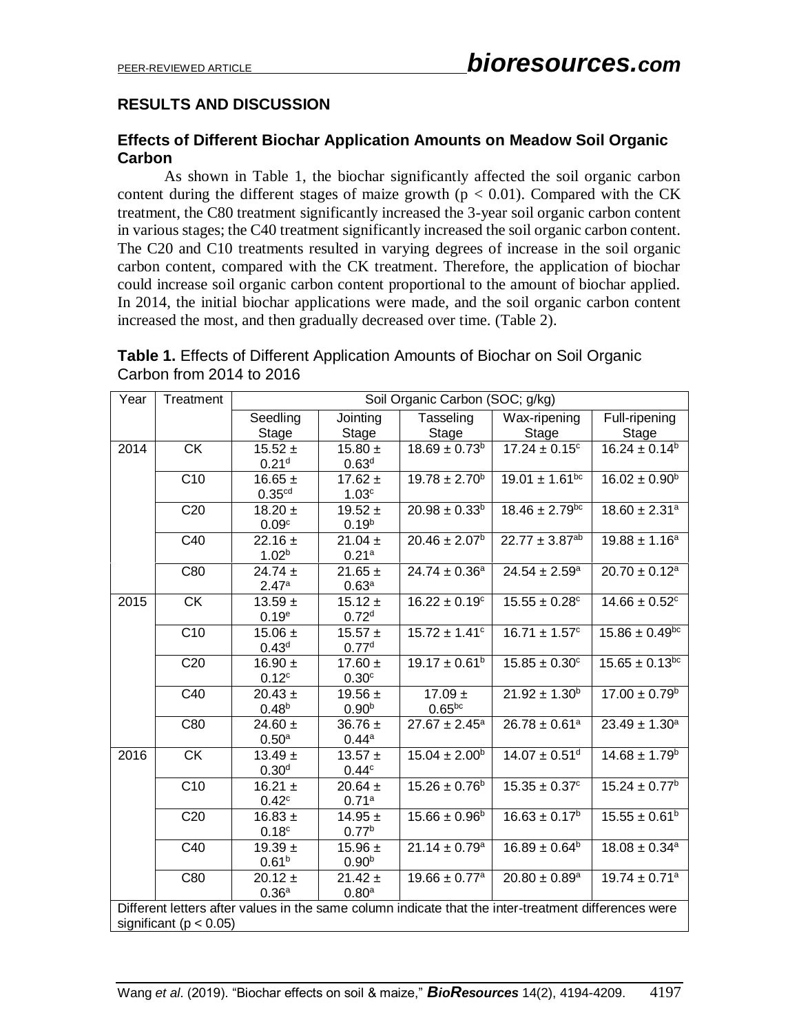## RESULTS AND DISCUSSION

### Effects of Different Biochar Application Amounts on Meadow Soil Organic Carbon

As shown in Table 1, the biochar significantly affected the soil organic carbon content during the different stages of maize growth ($p < 0.01$). Compared with the CK treatment, the C80 treatment significantly increased the 3-year soil organic carbon content in various stages; the C40 treatment significantly increased the soil organic carbon content. The C20 and C10 treatments resulted in varying degrees of increase in the soil organic carbon content, compared with the CK treatment. Therefore, the application of biochar could increase soil organic carbon content proportional to the amount of biochar applied. In 2014, the initial biochar applications were made, and the soil organic carbon content increased the most, and then gradually decreased over time. (Table 2).

**Table 1.** Effects of Different Application Amounts of Biochar on Soil Organic Carbon from 2014 to 2016

| Year | Treatment | Soil Organic Carbon (SOC; g/kg) | | | | |
|---|---|---|---|---|---|---|
| | | Seedling Stage | Jointing Stage | Tasseling Stage | Wax-ripening Stage | Full-ripening Stage |
| 2014 | CK | $15.52 \pm 0.21^{d}$ | $15.80 \pm 0.63^{d}$ | $18.69 \pm 0.73^{b}$ | $17.24 \pm 0.15^{c}$ | $16.24 \pm 0.14^{b}$ |
| | C10 | $16.65 \pm 0.35^{cd}$ | $17.62 \pm 1.03^{c}$ | $19.78 \pm 2.70^{b}$ | $19.01 \pm 1.61^{bc}$ | $16.02 \pm 0.90^{b}$ |
| | C20 | $18.20 \pm 0.09^{c}$ | $19.52 \pm 0.19^{b}$ | $20.98 \pm 0.33^{b}$ | $18.46 \pm 2.79^{bc}$ | $18.60 \pm 2.31^{a}$ |
| | C40 | $22.16 \pm 1.02^{b}$ | $21.04 \pm 0.21^{a}$ | $20.46 \pm 2.07^{b}$ | $22.77 \pm 3.87^{ab}$ | $19.88 \pm 1.16^{a}$ |
| | C80 | $24.74 \pm 2.47^{a}$ | $21.65 \pm 0.63^{a}$ | $24.74 \pm 0.36^{a}$ | $24.54 \pm 2.59^{a}$ | $20.70 \pm 0.12^{a}$ |
| 2015 | CK | $13.59 \pm 0.19^{e}$ | $15.12 \pm 0.72^{d}$ | $16.22 \pm 0.19^{c}$ | $15.55 \pm 0.28^{c}$ | $14.66 \pm 0.52^{c}$ |
| | C10 | $15.06 \pm 0.43^{d}$ | $15.57 \pm 0.77^{d}$ | $15.72 \pm 1.41^{c}$ | $16.71 \pm 1.57^{c}$ | $15.86 \pm 0.49^{bc}$ |
| | C20 | $16.90 \pm 0.12^{c}$ | $17.60 \pm 0.30^{c}$ | $19.17 \pm 0.61^{b}$ | $15.85 \pm 0.30^{c}$ | $15.65 \pm 0.13^{bc}$ |
| | C40 | $20.43 \pm 0.48^{b}$ | $19.56 \pm 0.90^{b}$ | $17.09 \pm 0.65^{bc}$ | $21.92 \pm 1.30^{b}$ | $17.00 \pm 0.79^{b}$ |
| | C80 | $24.60 \pm 0.50^{a}$ | $36.76 \pm 0.44^{a}$ | $27.67 \pm 2.45^{a}$ | $26.78 \pm 0.61^{a}$ | $23.49 \pm 1.30^{a}$ |
| 2016 | CK | $13.49 \pm 0.30^{d}$ | $13.57 \pm 0.44^{c}$ | $15.04 \pm 2.00^{b}$ | $14.07 \pm 0.51^{d}$ | $14.68 \pm 1.79^{b}$ |
| | C10 | $16.21 \pm 0.42^{c}$ | $20.64 \pm 0.71^{a}$ | $15.26 \pm 0.76^{b}$ | $15.35 \pm 0.37^{c}$ | $15.24 \pm 0.77^{b}$ |
| | C20 | $16.83 \pm 0.18^{c}$ | $14.95 \pm 0.77^{b}$ | $15.66 \pm 0.96^{b}$ | $16.63 \pm 0.17^{b}$ | $15.55 \pm 0.61^{b}$ |
| | C40 | $19.39 \pm 0.61^{b}$ | $15.96 \pm 0.90^{b}$ | $21.14 \pm 0.79^{a}$ | $16.89 \pm 0.64^{b}$ | $18.08 \pm 0.34^{a}$ |
| | C80 | $20.12 \pm 0.36^{a}$ | $21.42 \pm 0.80^{a}$ | $19.66 \pm 0.77^{a}$ | $20.80 \pm 0.89^{a}$ | $19.74 \pm 0.71^{a}$ |

Different letters after values in the same column indicate that the inter-treatment differences were significant ($p < 0.05$)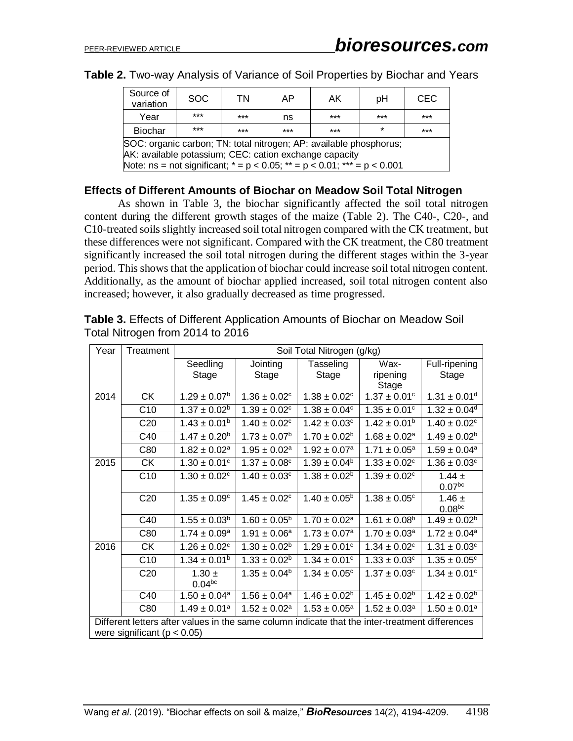**Table 2.** Two-way Analysis of Variance of Soil Properties by Biochar and Years

| Source of variation | SOC | TN | AP | AK | pH | CEC |
|---|---|---|---|---|---|---|
| Year | *** | *** | ns | *** | *** | *** |
| Biochar | *** | *** | *** | *** | * | *** |
| SOC: organic carbon; TN: total nitrogen; AP: available phosphorus; AK: available potassium; CEC: cation exchange capacity Note: ns = not significant; * = $p < 0.05$; ** = $p < 0.01$; *** = $p < 0.001$ | | | | | | |

## Effects of Different Amounts of Biochar on Meadow Soil Total Nitrogen

As shown in Table 3, the biochar significantly affected the soil total nitrogen content during the different growth stages of the maize (Table 2). The C40-, C20-, and C10-treated soils slightly increased soil total nitrogen compared with the CK treatment, but these differences were not significant. Compared with the CK treatment, the C80 treatment significantly increased the soil total nitrogen during the different stages within the 3-year period. This shows that the application of biochar could increase soil total nitrogen content. Additionally, as the amount of biochar applied increased, soil total nitrogen content also increased; however, it also gradually decreased as time progressed.

**Table 3.** Effects of Different Application Amounts of Biochar on Meadow Soil Total Nitrogen from 2014 to 2016

| Year | Treatment | Soil Total Nitrogen (g/kg) | | | | |
|---|---|---|---|---|---|---|
| | | Seedling Stage | Jointing Stage | Tasseling Stage | Wax-ripening Stage | Full-ripening Stage |
| 2014 | CK | $1.29 \pm 0.07^{b}$ | $1.36 \pm 0.02^{c}$ | $1.38 \pm 0.02^{c}$ | $1.37 \pm 0.01^{c}$ | $1.31 \pm 0.01^{d}$ |
| | C10 | $1.37 \pm 0.02^{b}$ | $1.39 \pm 0.02^{c}$ | $1.38 \pm 0.04^{c}$ | $1.35 \pm 0.01^{c}$ | $1.32 \pm 0.04^{d}$ |
| | C20 | $1.43 \pm 0.01^{b}$ | $1.40 \pm 0.02^{c}$ | $1.42 \pm 0.03^{c}$ | $1.42 \pm 0.01^{b}$ | $1.40 \pm 0.02^{c}$ |
| | C40 | $1.47 \pm 0.20^{b}$ | $1.73 \pm 0.07^{b}$ | $1.70 \pm 0.02^{b}$ | $1.68 \pm 0.02^{a}$ | $1.49 \pm 0.02^{b}$ |
| | C80 | $1.82 \pm 0.02^{a}$ | $1.95 \pm 0.02^{a}$ | $1.92 \pm 0.07^{a}$ | $1.71 \pm 0.05^{a}$ | $1.59 \pm 0.04^{a}$ |
| 2015 | CK | $1.30 \pm 0.01^{c}$ | $1.37 \pm 0.08^{c}$ | $1.39 \pm 0.04^{b}$ | $1.33 \pm 0.02^{c}$ | $1.36 \pm 0.03^{c}$ |
| | C10 | $1.30 \pm 0.02^{c}$ | $1.40 \pm 0.03^{c}$ | $1.38 \pm 0.02^{b}$ | $1.39 \pm 0.02^{c}$ | $1.44 \pm 0.07^{bc}$ |
| | C20 | $1.35 \pm 0.09^{c}$ | $1.45 \pm 0.02^{c}$ | $1.40 \pm 0.05^{b}$ | $1.38 \pm 0.05^{c}$ | $1.46 \pm 0.08^{bc}$ |
| | C40 | $1.55 \pm 0.03^{b}$ | $1.60 \pm 0.05^{b}$ | $1.70 \pm 0.02^{a}$ | $1.61 \pm 0.08^{b}$ | $1.49 \pm 0.02^{b}$ |
| | C80 | $1.74 \pm 0.09^{a}$ | $1.91 \pm 0.06^{a}$ | $1.73 \pm 0.07^{a}$ | $1.70 \pm 0.03^{a}$ | $1.72 \pm 0.04^{a}$ |
| 2016 | CK | $1.26 \pm 0.02^{c}$ | $1.30 \pm 0.02^{b}$ | $1.29 \pm 0.01^{c}$ | $1.34 \pm 0.02^{c}$ | $1.31 \pm 0.03^{c}$ |
| | C10 | $1.34 \pm 0.01^{b}$ | $1.33 \pm 0.02^{b}$ | $1.34 \pm 0.01^{c}$ | $1.33 \pm 0.03^{c}$ | $1.35 \pm 0.05^{c}$ |
| | C20 | $1.30 \pm 0.04^{bc}$ | $1.35 \pm 0.04^{b}$ | $1.34 \pm 0.05^{c}$ | $1.37 \pm 0.03^{c}$ | $1.34 \pm 0.01^{c}$ |
| | C40 | $1.50 \pm 0.04^{a}$ | $1.56 \pm 0.04^{a}$ | $1.46 \pm 0.02^{b}$ | $1.45 \pm 0.02^{b}$ | $1.42 \pm 0.02^{b}$ |
| | C80 | $1.49 \pm 0.01^{a}$ | $1.52 \pm 0.02^{a}$ | $1.53 \pm 0.05^{a}$ | $1.52 \pm 0.03^{a}$ | $1.50 \pm 0.01^{a}$ |
| Different letters after values in the same column indicate that the inter-treatment differences were significant ($p < 0.05$) | | | | | | |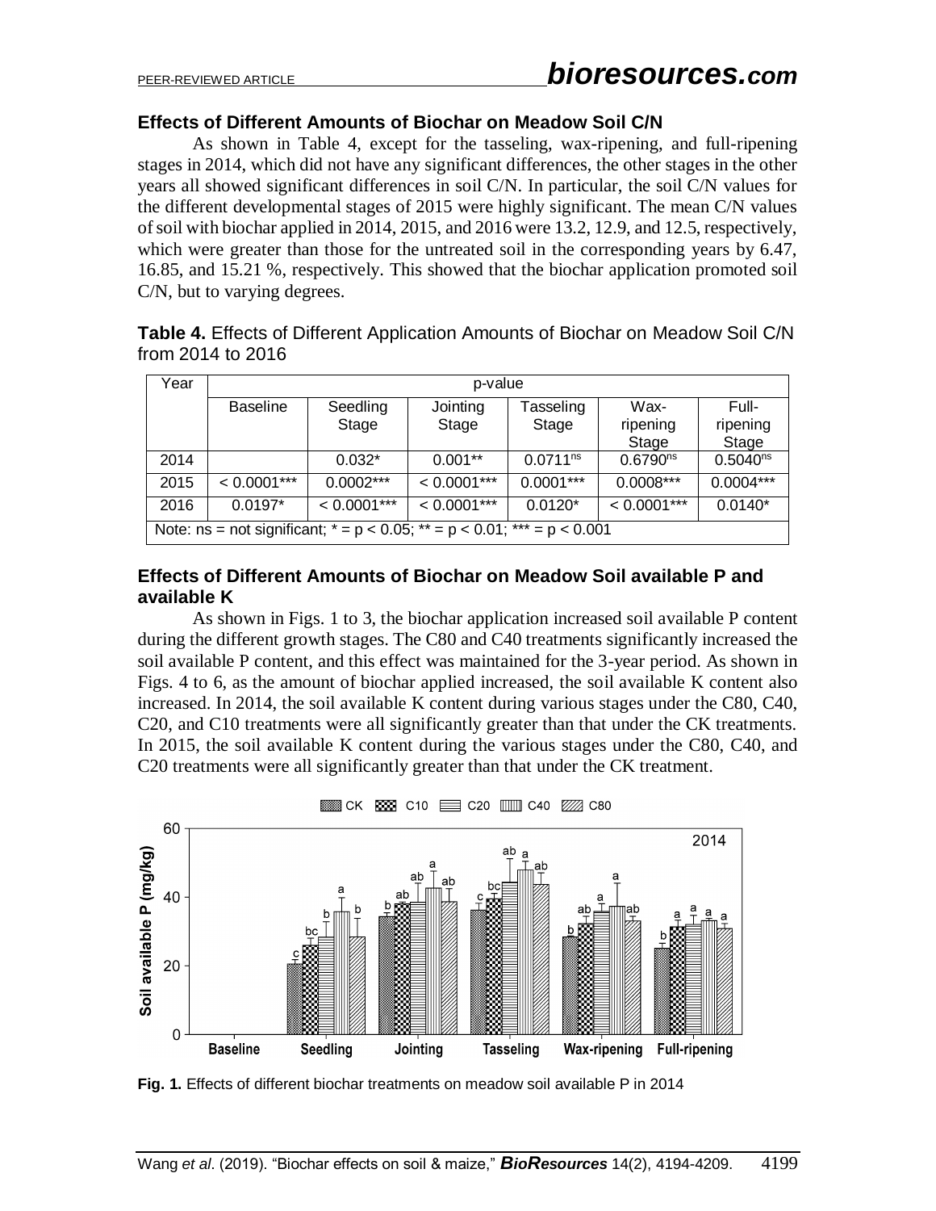## Effects of Different Amounts of Biochar on Meadow Soil C/N

As shown in Table 4, except for the tasseling, wax-ripening, and full-ripening stages in 2014, which did not have any significant differences, the other stages in the other years all showed significant differences in soil C/N. In particular, the soil C/N values for the different developmental stages of 2015 were highly significant. The mean C/N values of soil with biochar applied in 2014, 2015, and 2016 were 13.2, 12.9, and 12.5, respectively, which were greater than those for the untreated soil in the corresponding years by 6.47, 16.85, and 15.21 %, respectively. This showed that the biochar application promoted soil C/N, but to varying degrees.

**Table 4.** Effects of Different Application Amounts of Biochar on Meadow Soil C/N from 2014 to 2016

| Year | p-value | | | | | |
|---|---|---|---|---|---|---|
| | Baseline | Seedling Stage | Jointing Stage | Tasseling Stage | Wax-ripening Stage | Full-ripening Stage |
| 2014 | | 0.032* | 0.001** | $0.0711^{ns}$ | $0.6790^{ns}$ | $0.5040^{ns}$ |
| 2015 | < 0.0001*** | 0.0002*** | < 0.0001*** | 0.0001*** | 0.0008*** | 0.0004*** |
| 2016 | 0.0197* | < 0.0001*** | < 0.0001*** | 0.0120* | < 0.0001*** | 0.0140* |

Note: ns = not significant; * = $p < 0.05$; ** = $p < 0.01$; *** = $p < 0.001$

## Effects of Different Amounts of Biochar on Meadow Soil available P and available K

As shown in Figs. 1 to 3, the biochar application increased soil available P content during the different growth stages. The C80 and C40 treatments significantly increased the soil available P content, and this effect was maintained for the 3-year period. As shown in Figs. 4 to 6, as the amount of biochar applied increased, the soil available K content also increased. In 2014, the soil available K content during various stages under the C80, C40, C20, and C10 treatments were all significantly greater than that under the CK treatments. In 2015, the soil available K content during the various stages under the C80, C40, and C20 treatments were all significantly greater than that under the CK treatment.

**Fig. 1.** Effects of different biochar treatments on meadow soil available P in 2014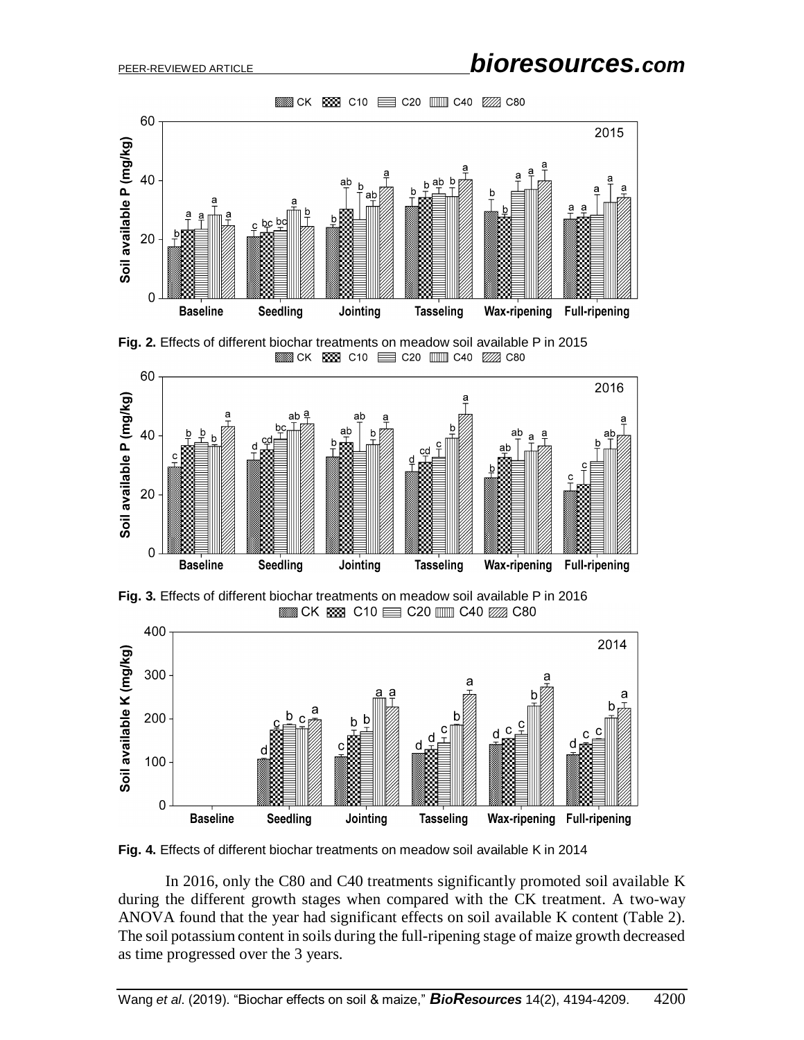**Fig. 2.** Effects of different biochar treatments on meadow soil available P in 2015

**Fig. 3.** Effects of different biochar treatments on meadow soil available P in 2016

**Fig. 4.** Effects of different biochar treatments on meadow soil available K in 2014

In 2016, only the C80 and C40 treatments significantly promoted soil available K during the different growth stages when compared with the CK treatment. A two-way ANOVA found that the year had significant effects on soil available K content (Table 2). The soil potassium content in soils during the full-ripening stage of maize growth decreased as time progressed over the 3 years.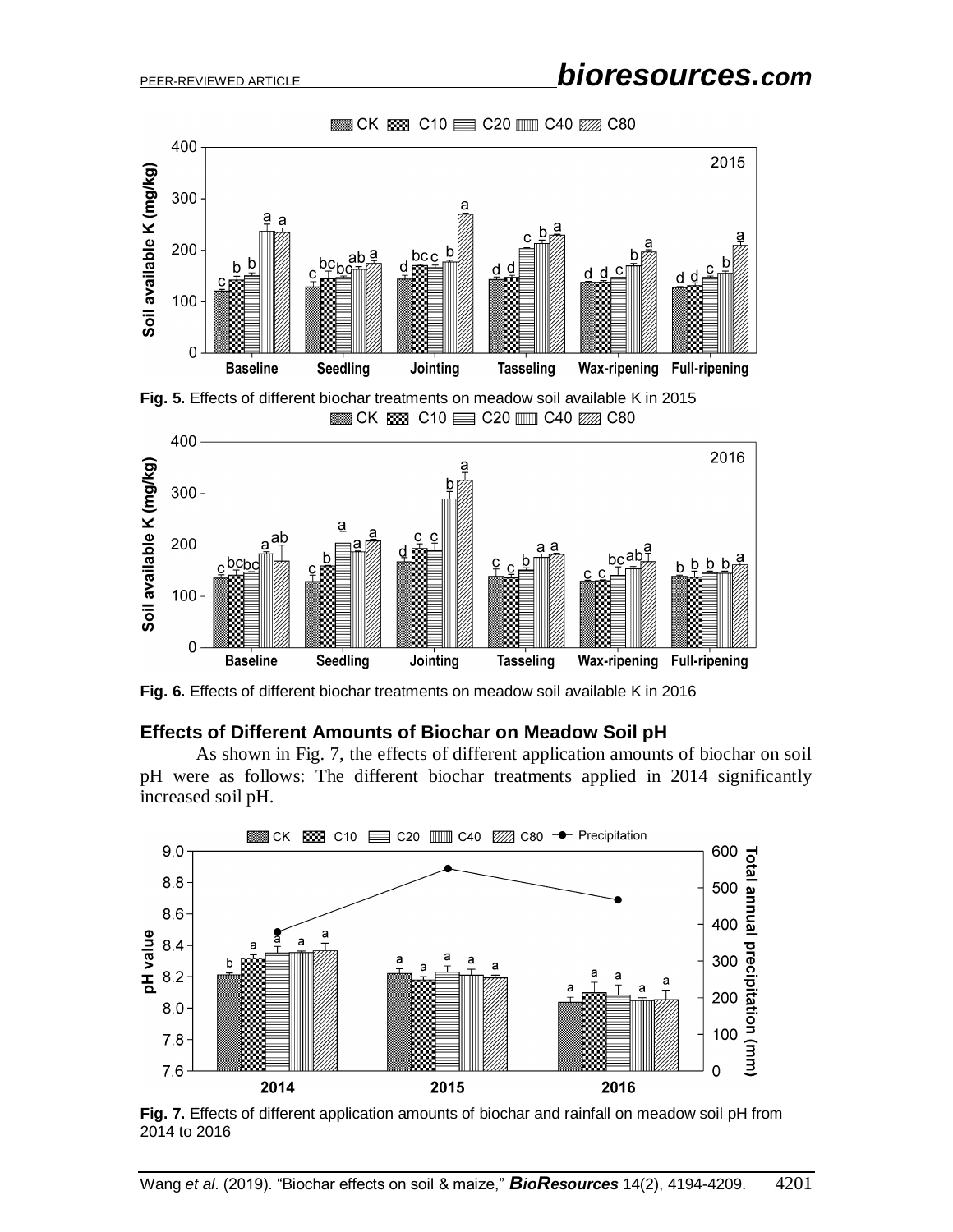Fig. 5. Effects of different biochar treatments on meadow soil available K in 2015

Fig. 6. Effects of different biochar treatments on meadow soil available K in 2016

## Effects of Different Amounts of Biochar on Meadow Soil pH

As shown in Fig. 7, the effects of different application amounts of biochar on soil pH were as follows: The different biochar treatments applied in 2014 significantly increased soil pH.

Fig. 7. Effects of different application amounts of biochar and rainfall on meadow soil pH from 2014 to 2016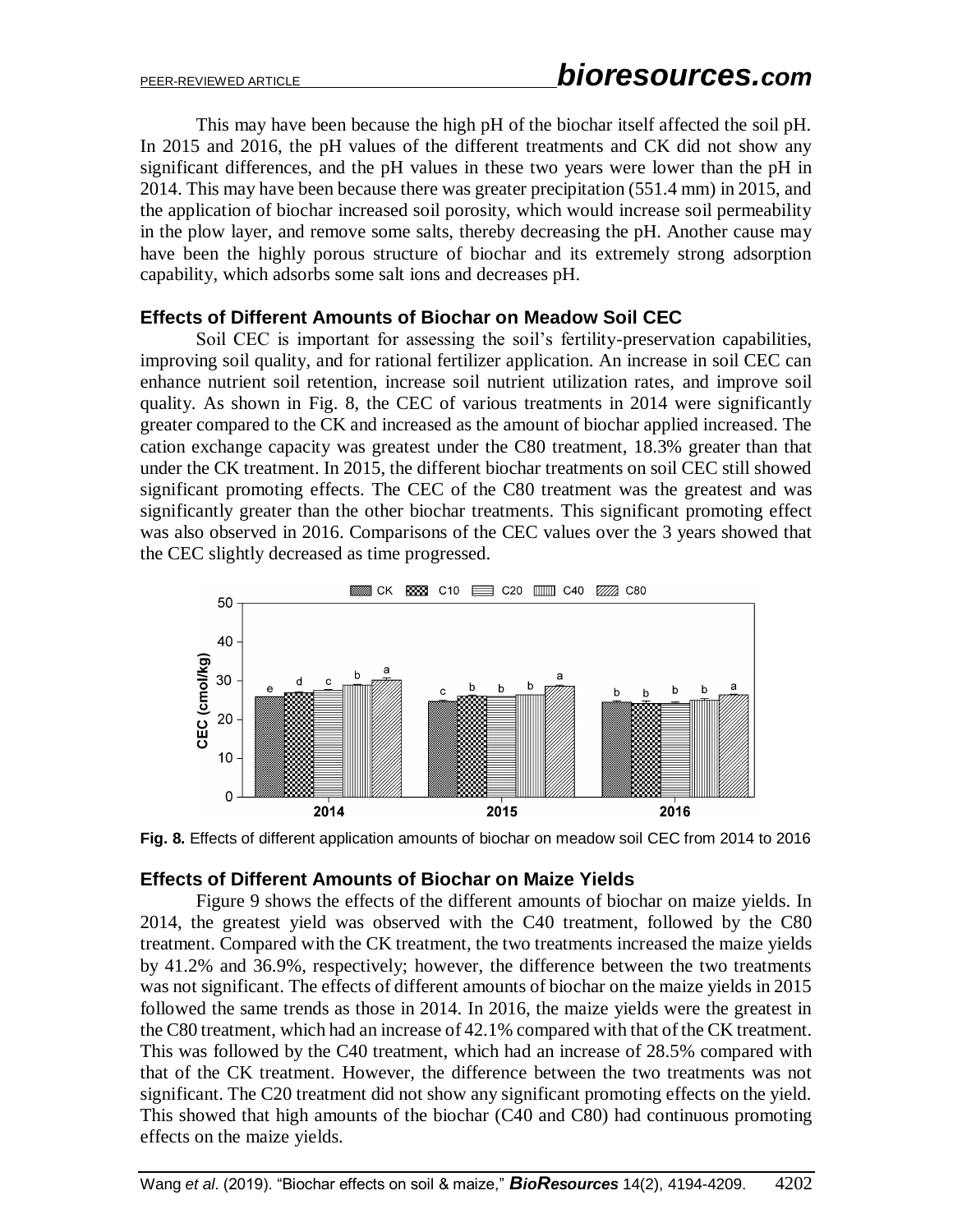This may have been because the high pH of the biochar itself affected the soil pH. In 2015 and 2016, the pH values of the different treatments and CK did not show any significant differences, and the pH values in these two years were lower than the pH in 2014. This may have been because there was greater precipitation (551.4 mm) in 2015, and the application of biochar increased soil porosity, which would increase soil permeability in the plow layer, and remove some salts, thereby decreasing the pH. Another cause may have been the highly porous structure of biochar and its extremely strong adsorption capability, which adsorbs some salt ions and decreases pH.

### Effects of Different Amounts of Biochar on Meadow Soil CEC

Soil CEC is important for assessing the soil's fertility-preservation capabilities, improving soil quality, and for rational fertilizer application. An increase in soil CEC can enhance nutrient soil retention, increase soil nutrient utilization rates, and improve soil quality. As shown in Fig. 8, the CEC of various treatments in 2014 were significantly greater compared to the CK and increased as the amount of biochar applied increased. The cation exchange capacity was greatest under the C80 treatment, 18.3% greater than that under the CK treatment. In 2015, the different biochar treatments on soil CEC still showed significant promoting effects. The CEC of the C80 treatment was the greatest and was significantly greater than the other biochar treatments. This significant promoting effect was also observed in 2016. Comparisons of the CEC values over the 3 years showed that the CEC slightly decreased as time progressed.

**Fig. 8.** Effects of different application amounts of biochar on meadow soil CEC from 2014 to 2016

### Effects of Different Amounts of Biochar on Maize Yields

Figure 9 shows the effects of the different amounts of biochar on maize yields. In 2014, the greatest yield was observed with the C40 treatment, followed by the C80 treatment. Compared with the CK treatment, the two treatments increased the maize yields by 41.2% and 36.9%, respectively; however, the difference between the two treatments was not significant. The effects of different amounts of biochar on the maize yields in 2015 followed the same trends as those in 2014. In 2016, the maize yields were the greatest in the C80 treatment, which had an increase of 42.1% compared with that of the CK treatment. This was followed by the C40 treatment, which had an increase of 28.5% compared with that of the CK treatment. However, the difference between the two treatments was not significant. The C20 treatment did not show any significant promoting effects on the yield. This showed that high amounts of the biochar (C40 and C80) had continuous promoting effects on the maize yields.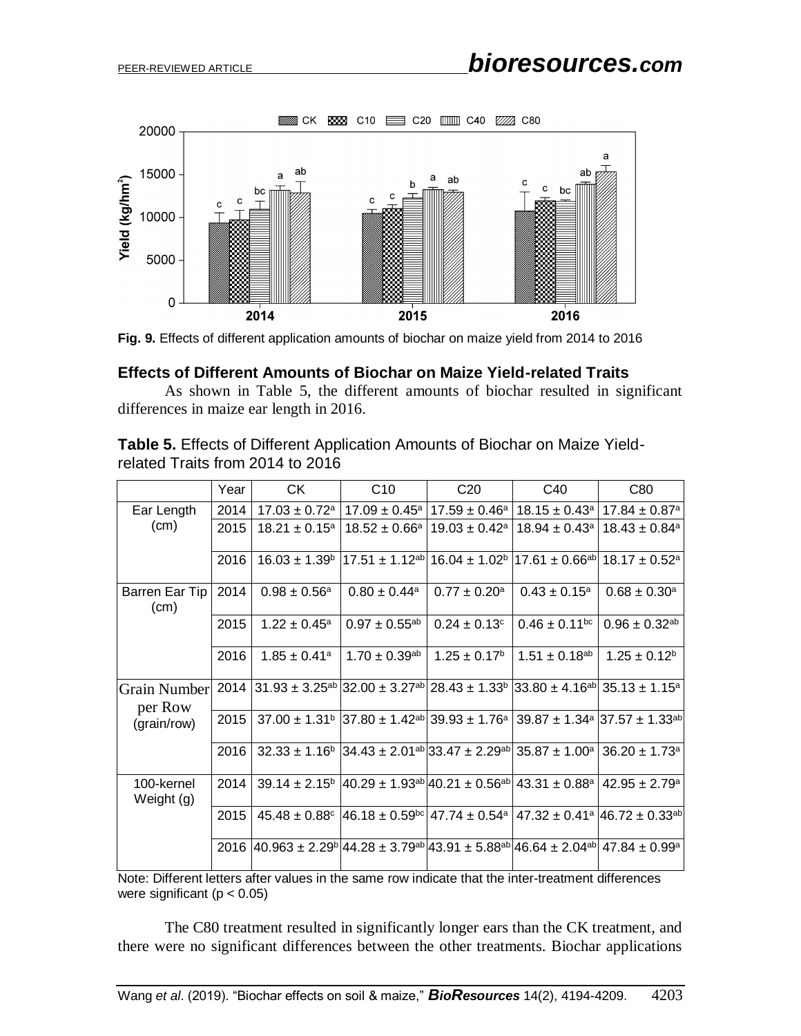**Fig. 9.** Effects of different application amounts of biochar on maize yield from 2014 to 2016

### Effects of Different Amounts of Biochar on Maize Yield-related Traits

As shown in Table 5, the different amounts of biochar resulted in significant differences in maize ear length in 2016.

**Table 5.** Effects of Different Application Amounts of Biochar on Maize Yield-related Traits from 2014 to 2016

| | Year | CK | C10 | C20 | C40 | C80 |
|---|---|---|---|---|---|---|
| Ear Length (cm) | 2014 | 17.03 ± 0.72$^{a}$ | 17.09 ± 0.45$^{a}$ | 17.59 ± 0.46$^{a}$ | 18.15 ± 0.43$^{a}$ | 17.84 ± 0.87$^{a}$ |
| | 2015 | 18.21 ± 0.15$^{a}$ | 18.52 ± 0.66$^{a}$ | 19.03 ± 0.42$^{a}$ | 18.94 ± 0.43$^{a}$ | 18.43 ± 0.84$^{a}$ |
| | 2016 | 16.03 ± 1.39$^{b}$ | 17.51 ± 1.12$^{ab}$ | 16.04 ± 1.02$^{b}$ | 17.61 ± 0.66$^{ab}$ | 18.17 ± 0.52$^{a}$ |
| Barren Ear Tip (cm) | 2014 | 0.98 ± 0.56$^{a}$ | 0.80 ± 0.44$^{a}$ | 0.77 ± 0.20$^{a}$ | 0.43 ± 0.15$^{a}$ | 0.68 ± 0.30$^{a}$ |
| | 2015 | 1.22 ± 0.45$^{a}$ | 0.97 ± 0.55$^{ab}$ | 0.24 ± 0.13$^{c}$ | 0.46 ± 0.11$^{bc}$ | 0.96 ± 0.32$^{ab}$ |
| | 2016 | 1.85 ± 0.41$^{a}$ | 1.70 ± 0.39$^{ab}$ | 1.25 ± 0.17$^{b}$ | 1.51 ± 0.18$^{ab}$ | 1.25 ± 0.12$^{b}$ |
| Grain Number per Row (grain/row) | 2014 | 31.93 ± 3.25$^{ab}$ | 32.00 ± 3.27$^{ab}$ | 28.43 ± 1.33$^{b}$ | 33.80 ± 4.16$^{ab}$ | 35.13 ± 1.15$^{a}$ |
| | 2015 | 37.00 ± 1.31$^{b}$ | 37.80 ± 1.42$^{ab}$ | 39.93 ± 1.76$^{a}$ | 39.87 ± 1.34$^{a}$ | 37.57 ± 1.33$^{ab}$ |
| | 2016 | 32.33 ± 1.16$^{b}$ | 34.43 ± 2.01$^{ab}$ | 33.47 ± 2.29$^{ab}$ | 35.87 ± 1.00$^{a}$ | 36.20 ± 1.73$^{a}$ |
| 100-kernel Weight (g) | 2014 | 39.14 ± 2.15$^{b}$ | 40.29 ± 1.93$^{ab}$ | 40.21 ± 0.56$^{ab}$ | 43.31 ± 0.88$^{a}$ | 42.95 ± 2.79$^{a}$ |
| | 2015 | 45.48 ± 0.88$^{c}$ | 46.18 ± 0.59$^{bc}$ | 47.74 ± 0.54$^{a}$ | 47.32 ± 0.41$^{a}$ | 46.72 ± 0.33$^{ab}$ |
| | 2016 | 40.963 ± 2.29$^{b}$ | 44.28 ± 3.79$^{ab}$ | 43.91 ± 5.88$^{ab}$ | 46.64 ± 2.04$^{ab}$ | 47.84 ± 0.99$^{a}$ |

Note: Different letters after values in the same row indicate that the inter-treatment differences were significant ($p < 0.05$)

The C80 treatment resulted in significantly longer ears than the CK treatment, and there were no significant differences between the other treatments. Biochar applications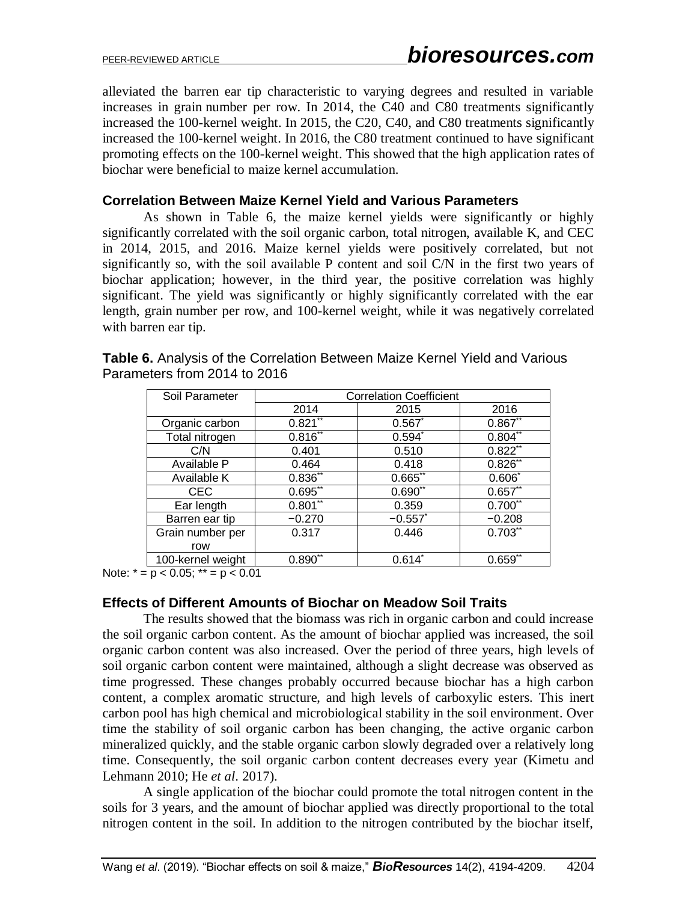alleviated the barren ear tip characteristic to varying degrees and resulted in variable increases in grain number per row. In 2014, the C40 and C80 treatments significantly increased the 100-kernel weight. In 2015, the C20, C40, and C80 treatments significantly increased the 100-kernel weight. In 2016, the C80 treatment continued to have significant promoting effects on the 100-kernel weight. This showed that the high application rates of biochar were beneficial to maize kernel accumulation.

### Correlation Between Maize Kernel Yield and Various Parameters

As shown in Table 6, the maize kernel yields were significantly or highly significantly correlated with the soil organic carbon, total nitrogen, available K, and CEC in 2014, 2015, and 2016. Maize kernel yields were positively correlated, but not significantly so, with the soil available P content and soil C/N in the first two years of biochar application; however, in the third year, the positive correlation was highly significant. The yield was significantly or highly significantly correlated with the ear length, grain number per row, and 100-kernel weight, while it was negatively correlated with barren ear tip.

**Table 6.** Analysis of the Correlation Between Maize Kernel Yield and Various Parameters from 2014 to 2016

| Soil Parameter | Correlation Coefficient | | |
|---|---|---|---|
| | 2014 | 2015 | 2016 |
| Organic carbon | 0.821** | 0.567* | 0.867** |
| Total nitrogen | 0.816** | 0.594* | 0.804** |
| C/N | 0.401 | 0.510 | 0.822** |
| Available P | 0.464 | 0.418 | 0.826** |
| Available K | 0.836** | 0.665** | 0.606* |
| CEC | 0.695** | 0.690** | 0.657** |
| Ear length | 0.801** | 0.359 | 0.700** |
| Barren ear tip | −0.270 | −0.557* | −0.208 |
| Grain number per row | 0.317 | 0.446 | 0.703** |
| 100-kernel weight | 0.890** | 0.614* | 0.659** |

Note: * = $p < 0.05$; ** = $p < 0.01$

### Effects of Different Amounts of Biochar on Meadow Soil Traits

The results showed that the biomass was rich in organic carbon and could increase the soil organic carbon content. As the amount of biochar applied was increased, the soil organic carbon content was also increased. Over the period of three years, high levels of soil organic carbon content were maintained, although a slight decrease was observed as time progressed. These changes probably occurred because biochar has a high carbon content, a complex aromatic structure, and high levels of carboxylic esters. This inert carbon pool has high chemical and microbiological stability in the soil environment. Over time the stability of soil organic carbon has been changing, the active organic carbon mineralized quickly, and the stable organic carbon slowly degraded over a relatively long time. Consequently, the soil organic carbon content decreases every year (Kimetu and Lehmann 2010; He *et al*. 2017).

A single application of the biochar could promote the total nitrogen content in the soils for 3 years, and the amount of biochar applied was directly proportional to the total nitrogen content in the soil. In addition to the nitrogen contributed by the biochar itself,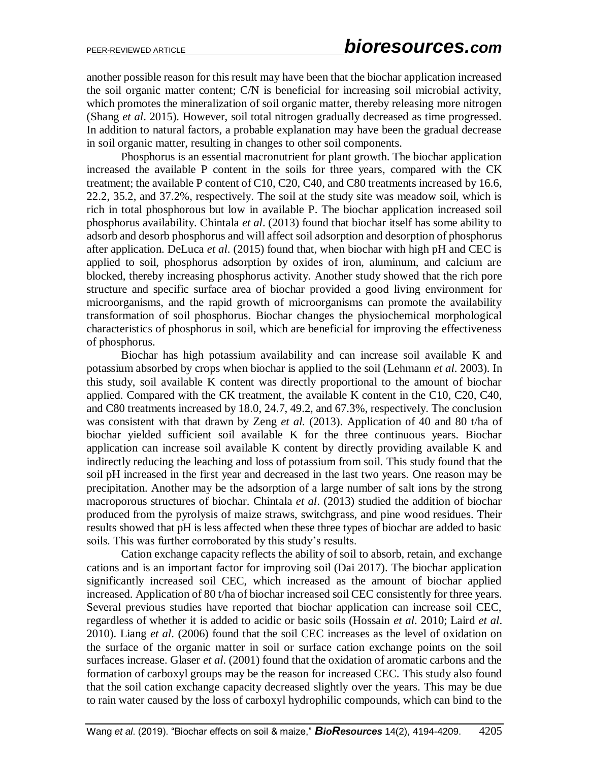another possible reason for this result may have been that the biochar application increased the soil organic matter content; C/N is beneficial for increasing soil microbial activity, which promotes the mineralization of soil organic matter, thereby releasing more nitrogen (Shang *et al*. 2015). However, soil total nitrogen gradually decreased as time progressed. In addition to natural factors, a probable explanation may have been the gradual decrease in soil organic matter, resulting in changes to other soil components.

Phosphorus is an essential macronutrient for plant growth. The biochar application increased the available P content in the soils for three years, compared with the CK treatment; the available P content of C10, C20, C40, and C80 treatments increased by 16.6, 22.2, 35.2, and 37.2%, respectively. The soil at the study site was meadow soil, which is rich in total phosphorous but low in available P. The biochar application increased soil phosphorus availability. Chintala *et al*. (2013) found that biochar itself has some ability to adsorb and desorb phosphorus and will affect soil adsorption and desorption of phosphorus after application. DeLuca *et al*. (2015) found that, when biochar with high pH and CEC is applied to soil, phosphorus adsorption by oxides of iron, aluminum, and calcium are blocked, thereby increasing phosphorus activity. Another study showed that the rich pore structure and specific surface area of biochar provided a good living environment for microorganisms, and the rapid growth of microorganisms can promote the availability transformation of soil phosphorus. Biochar changes the physiochemical morphological characteristics of phosphorus in soil, which are beneficial for improving the effectiveness of phosphorus.

Biochar has high potassium availability and can increase soil available K and potassium absorbed by crops when biochar is applied to the soil (Lehmann *et al*. 2003). In this study, soil available K content was directly proportional to the amount of biochar applied. Compared with the CK treatment, the available K content in the C10, C20, C40, and C80 treatments increased by 18.0, 24.7, 49.2, and 67.3%, respectively. The conclusion was consistent with that drawn by Zeng *et al.* (2013). Application of 40 and 80 t/ha of biochar yielded sufficient soil available K for the three continuous years. Biochar application can increase soil available K content by directly providing available K and indirectly reducing the leaching and loss of potassium from soil. This study found that the soil pH increased in the first year and decreased in the last two years. One reason may be precipitation. Another may be the adsorption of a large number of salt ions by the strong macroporous structures of biochar. Chintala *et al*. (2013) studied the addition of biochar produced from the pyrolysis of maize straws, switchgrass, and pine wood residues. Their results showed that pH is less affected when these three types of biochar are added to basic soils. This was further corroborated by this study's results.

Cation exchange capacity reflects the ability of soil to absorb, retain, and exchange cations and is an important factor for improving soil (Dai 2017). The biochar application significantly increased soil CEC, which increased as the amount of biochar applied increased. Application of 80 t/ha of biochar increased soil CEC consistently for three years. Several previous studies have reported that biochar application can increase soil CEC, regardless of whether it is added to acidic or basic soils (Hossain *et al*. 2010; Laird *et al*. 2010). Liang *et al*. (2006) found that the soil CEC increases as the level of oxidation on the surface of the organic matter in soil or surface cation exchange points on the soil surfaces increase. Glaser *et al*. (2001) found that the oxidation of aromatic carbons and the formation of carboxyl groups may be the reason for increased CEC. This study also found that the soil cation exchange capacity decreased slightly over the years. This may be due to rain water caused by the loss of carboxyl hydrophilic compounds, which can bind to the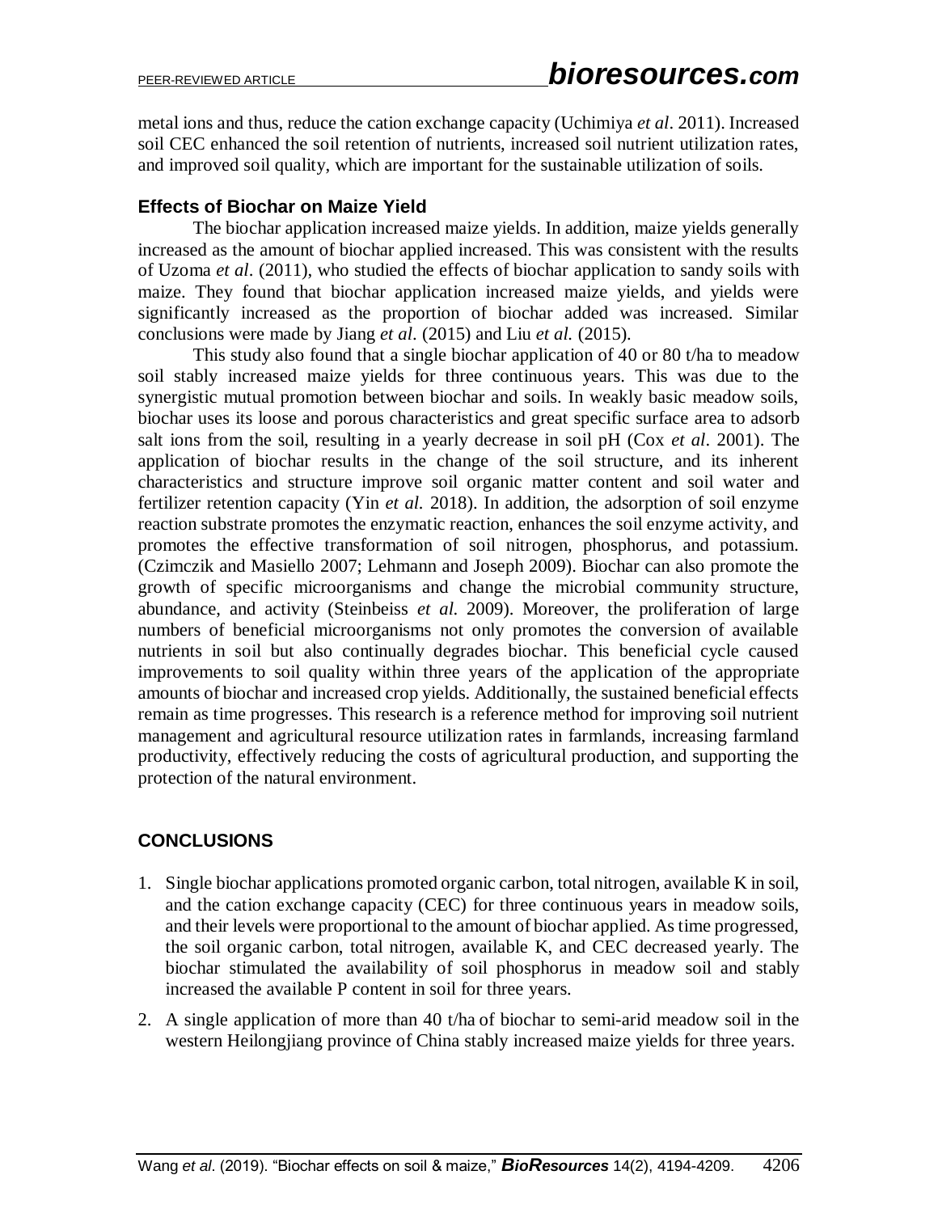metal ions and thus, reduce the cation exchange capacity (Uchimiya *et al*. 2011). Increased soil CEC enhanced the soil retention of nutrients, increased soil nutrient utilization rates, and improved soil quality, which are important for the sustainable utilization of soils.

### Effects of Biochar on Maize Yield

The biochar application increased maize yields. In addition, maize yields generally increased as the amount of biochar applied increased. This was consistent with the results of Uzoma *et al*. (2011), who studied the effects of biochar application to sandy soils with maize. They found that biochar application increased maize yields, and yields were significantly increased as the proportion of biochar added was increased. Similar conclusions were made by Jiang *et al*. (2015) and Liu *et al.* (2015).

This study also found that a single biochar application of 40 or 80 t/ha to meadow soil stably increased maize yields for three continuous years. This was due to the synergistic mutual promotion between biochar and soils. In weakly basic meadow soils, biochar uses its loose and porous characteristics and great specific surface area to adsorb salt ions from the soil, resulting in a yearly decrease in soil pH (Cox *et al*. 2001). The application of biochar results in the change of the soil structure, and its inherent characteristics and structure improve soil organic matter content and soil water and fertilizer retention capacity (Yin *et al.* 2018). In addition, the adsorption of soil enzyme reaction substrate promotes the enzymatic reaction, enhances the soil enzyme activity, and promotes the effective transformation of soil nitrogen, phosphorus, and potassium. (Czimczik and Masiello 2007; Lehmann and Joseph 2009). Biochar can also promote the growth of specific microorganisms and change the microbial community structure, abundance, and activity (Steinbeiss *et al.* 2009). Moreover, the proliferation of large numbers of beneficial microorganisms not only promotes the conversion of available nutrients in soil but also continually degrades biochar. This beneficial cycle caused improvements to soil quality within three years of the application of the appropriate amounts of biochar and increased crop yields. Additionally, the sustained beneficial effects remain as time progresses. This research is a reference method for improving soil nutrient management and agricultural resource utilization rates in farmlands, increasing farmland productivity, effectively reducing the costs of agricultural production, and supporting the protection of the natural environment.

## CONCLUSIONS

1. Single biochar applications promoted organic carbon, total nitrogen, available K in soil, and the cation exchange capacity (CEC) for three continuous years in meadow soils, and their levels were proportional to the amount of biochar applied. As time progressed, the soil organic carbon, total nitrogen, available K, and CEC decreased yearly. The biochar stimulated the availability of soil phosphorus in meadow soil and stably increased the available P content in soil for three years.
2. A single application of more than 40 t/ha of biochar to semi-arid meadow soil in the western Heilongjiang province of China stably increased maize yields for three years.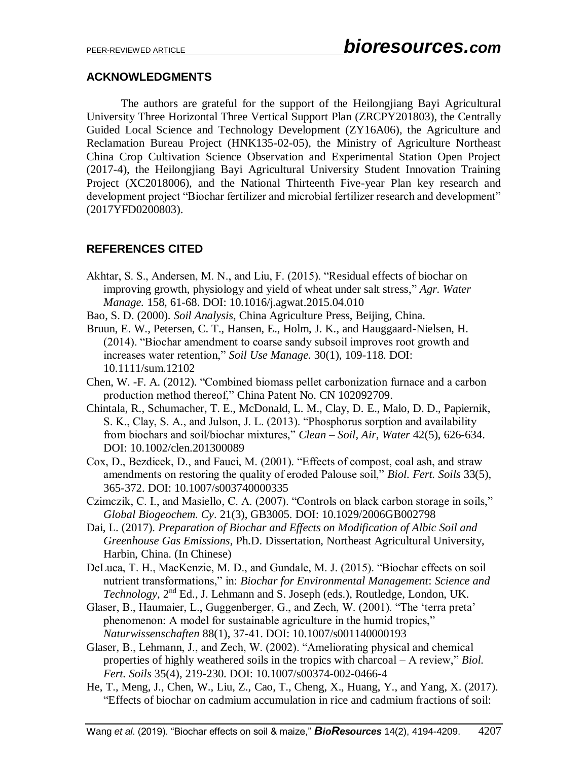## ACKNOWLEDGMENTS

The authors are grateful for the support of the Heilongjiang Bayi Agricultural University Three Horizontal Three Vertical Support Plan (ZRCPY201803), the Centrally Guided Local Science and Technology Development (ZY16A06), the Agriculture and Reclamation Bureau Project (HNK135-02-05), the Ministry of Agriculture Northeast China Crop Cultivation Science Observation and Experimental Station Open Project (2017-4), the Heilongjiang Bayi Agricultural University Student Innovation Training Project (XC2018006), and the National Thirteenth Five-year Plan key research and development project "Biochar fertilizer and microbial fertilizer research and development" (2017YFD0200803).

## REFERENCES CITED

Akhtar, S. S., Andersen, M. N., and Liu, F. (2015). "Residual effects of biochar on improving growth, physiology and yield of wheat under salt stress," *Agr. Water Manage.* 158, 61-68. DOI: 10.1016/j.agwat.2015.04.010

Bao, S. D. (2000). *Soil Analysis*, China Agriculture Press, Beijing, China.

Bruun, E. W., Petersen, C. T., Hansen, E., Holm, J. K., and Hauggaard-Nielsen, H. (2014). "Biochar amendment to coarse sandy subsoil improves root growth and increases water retention," *Soil Use Manage.* 30(1), 109-118. DOI: 10.1111/sum.12102

Chen, W. -F. A. (2012). "Combined biomass pellet carbonization furnace and a carbon production method thereof," China Patent No. CN 102092709.

Chintala, R., Schumacher, T. E., McDonald, L. M., Clay, D. E., Malo, D. D., Papiernik, S. K., Clay, S. A., and Julson, J. L. (2013). "Phosphorus sorption and availability from biochars and soil/biochar mixtures," *Clean – Soil, Air, Water* 42(5), 626-634. DOI: 10.1002/clen.201300089

Cox, D., Bezdicek, D., and Fauci, M. (2001). "Effects of compost, coal ash, and straw amendments on restoring the quality of eroded Palouse soil," *Biol. Fert. Soils* 33(5), 365-372. DOI: 10.1007/s003740000335

Czimczik, C. I., and Masiello, C. A. (2007). "Controls on black carbon storage in soils," *Global Biogeochem. Cy*. 21(3), GB3005. DOI: 10.1029/2006GB002798

Dai, L. (2017). *Preparation of Biochar and Effects on Modification of Albic Soil and Greenhouse Gas Emissions*, Ph.D. Dissertation, Northeast Agricultural University, Harbin, China. (In Chinese)

DeLuca, T. H., MacKenzie, M. D., and Gundale, M. J. (2015). "Biochar effects on soil nutrient transformations," in: *Biochar for Environmental Management*: *Science and Technology*, 2nd Ed., J. Lehmann and S. Joseph (eds.), Routledge, London, UK.

Glaser, B., Haumaier, L., Guggenberger, G., and Zech, W. (2001). "The 'terra preta' phenomenon: A model for sustainable agriculture in the humid tropics," *Naturwissenschaften* 88(1), 37-41. DOI: 10.1007/s001140000193

Glaser, B., Lehmann, J., and Zech, W. (2002). "Ameliorating physical and chemical properties of highly weathered soils in the tropics with charcoal – A review," *Biol. Fert. Soils* 35(4), 219-230. DOI: 10.1007/s00374-002-0466-4

He, T., Meng, J., Chen, W., Liu, Z., Cao, T., Cheng, X., Huang, Y., and Yang, X. (2017). "Effects of biochar on cadmium accumulation in rice and cadmium fractions of soil: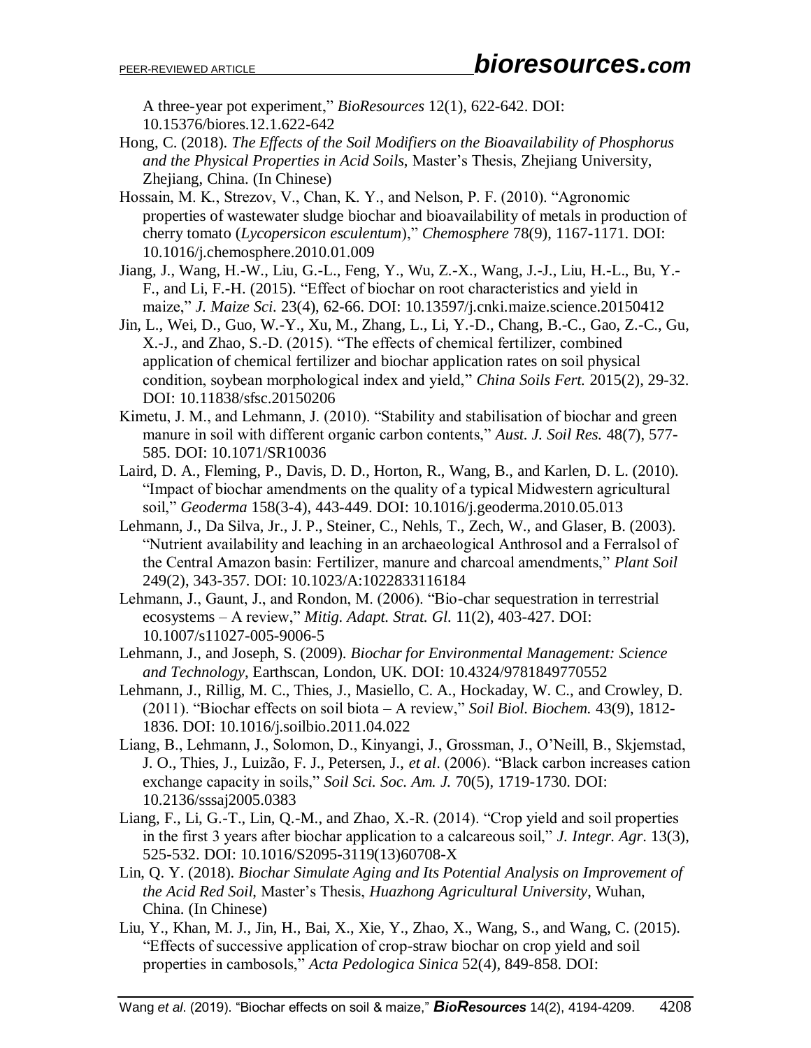A three-year pot experiment," *BioResources* 12(1), 622-642. DOI: 10.15376/biores.12.1.622-642

Hong, C. (2018). *The Effects of the Soil Modifiers on the Bioavailability of Phosphorus and the Physical Properties in Acid Soils*, Master's Thesis, Zhejiang University, Zhejiang, China. (In Chinese)

Hossain, M. K., Strezov, V., Chan, K. Y., and Nelson, P. F. (2010). "Agronomic properties of wastewater sludge biochar and bioavailability of metals in production of cherry tomato (*Lycopersicon esculentum*)," *Chemosphere* 78(9), 1167-1171. DOI: 10.1016/j.chemosphere.2010.01.009

Jiang, J., Wang, H.-W., Liu, G.-L., Feng, Y., Wu, Z.-X., Wang, J.-J., Liu, H.-L., Bu, Y.-F., and Li, F.-H. (2015). "Effect of biochar on root characteristics and yield in maize," *J. Maize Sci.* 23(4), 62-66. DOI: 10.13597/j.cnki.maize.science.20150412

Jin, L., Wei, D., Guo, W.-Y., Xu, M., Zhang, L., Li, Y.-D., Chang, B.-C., Gao, Z.-C., Gu, X.-J., and Zhao, S.-D. (2015). "The effects of chemical fertilizer, combined application of chemical fertilizer and biochar application rates on soil physical condition, soybean morphological index and yield," *China Soils Fert.* 2015(2), 29-32. DOI: 10.11838/sfsc.20150206

Kimetu, J. M., and Lehmann, J. (2010). "Stability and stabilisation of biochar and green manure in soil with different organic carbon contents," *Aust. J. Soil Res.* 48(7), 577-585. DOI: 10.1071/SR10036

Laird, D. A., Fleming, P., Davis, D. D., Horton, R., Wang, B., and Karlen, D. L. (2010). "Impact of biochar amendments on the quality of a typical Midwestern agricultural soil," *Geoderma* 158(3-4), 443-449. DOI: 10.1016/j.geoderma.2010.05.013

Lehmann, J., Da Silva, Jr., J. P., Steiner, C., Nehls, T., Zech, W., and Glaser, B. (2003). "Nutrient availability and leaching in an archaeological Anthrosol and a Ferralsol of the Central Amazon basin: Fertilizer, manure and charcoal amendments," *Plant Soil* 249(2), 343-357. DOI: 10.1023/A:1022833116184

Lehmann, J., Gaunt, J., and Rondon, M. (2006). "Bio-char sequestration in terrestrial ecosystems – A review," *Mitig. Adapt. Strat. Gl.* 11(2), 403-427. DOI: 10.1007/s11027-005-9006-5

Lehmann, J., and Joseph, S. (2009). *Biochar for Environmental Management: Science and Technology*, Earthscan, London, UK. DOI: 10.4324/9781849770552

Lehmann, J., Rillig, M. C., Thies, J., Masiello, C. A., Hockaday, W. C., and Crowley, D. (2011). "Biochar effects on soil biota – A review," *Soil Biol. Biochem.* 43(9), 1812-1836. DOI: 10.1016/j.soilbio.2011.04.022

Liang, B., Lehmann, J., Solomon, D., Kinyangi, J., Grossman, J., O'Neill, B., Skjemstad, J. O., Thies, J., Luizão, F. J., Petersen, J., *et al*. (2006). "Black carbon increases cation exchange capacity in soils," *Soil Sci. Soc. Am. J.* 70(5), 1719-1730. DOI: 10.2136/sssaj2005.0383

Liang, F., Li, G.-T., Lin, Q.-M., and Zhao, X.-R. (2014). "Crop yield and soil properties in the first 3 years after biochar application to a calcareous soil," *J. Integr. Agr.* 13(3), 525-532. DOI: 10.1016/S2095-3119(13)60708-X

Lin, Q. Y. (2018). *Biochar Simulate Aging and Its Potential Analysis on Improvement of the Acid Red Soil*, Master's Thesis, *Huazhong Agricultural University*, Wuhan, China. (In Chinese)

Liu, Y., Khan, M. J., Jin, H., Bai, X., Xie, Y., Zhao, X., Wang, S., and Wang, C. (2015). "Effects of successive application of crop-straw biochar on crop yield and soil properties in cambosols," *Acta Pedologica Sinica* 52(4), 849-858. DOI: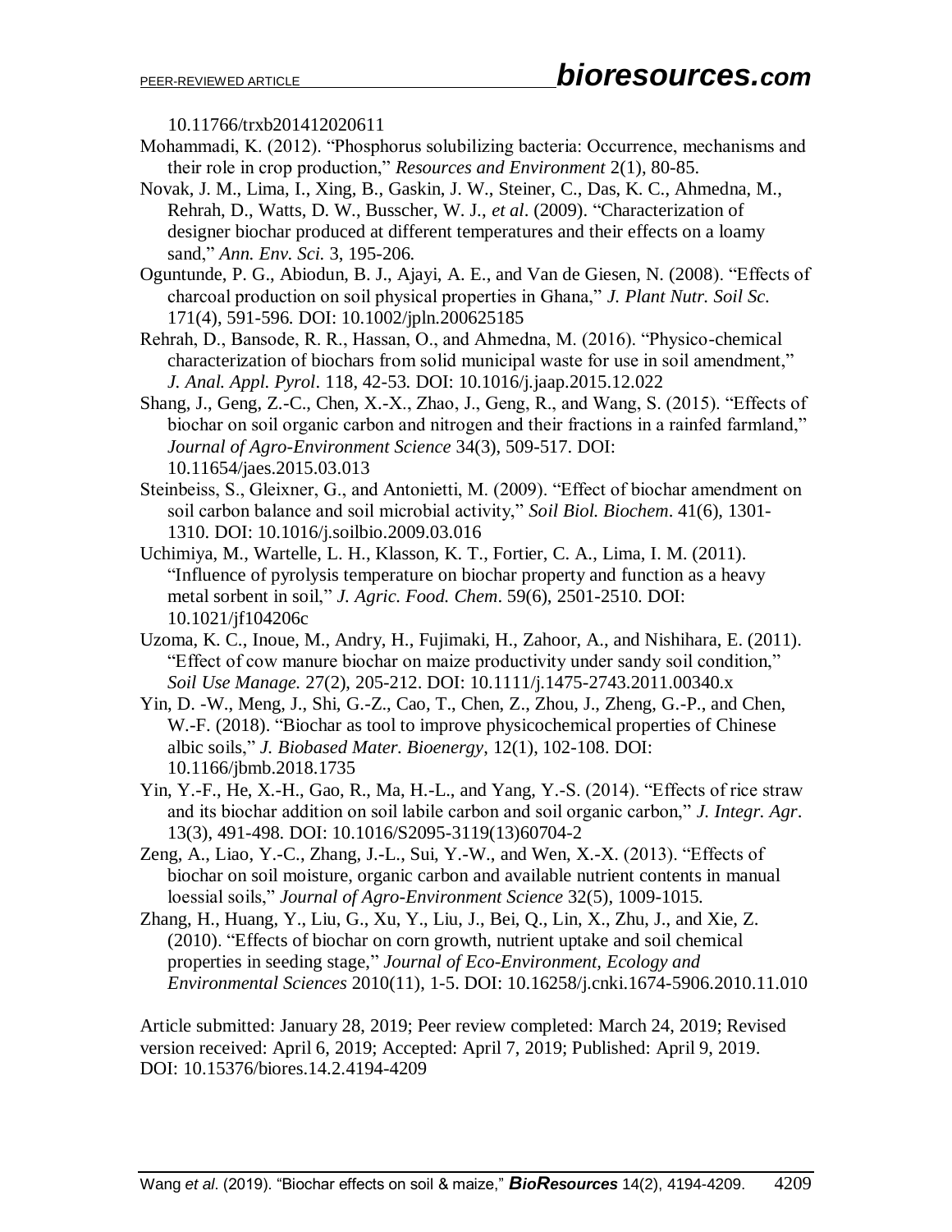10.11766/trxb201412020611

Mohammadi, K. (2012). "Phosphorus solubilizing bacteria: Occurrence, mechanisms and their role in crop production," *Resources and Environment* 2(1), 80-85.

Novak, J. M., Lima, I., Xing, B., Gaskin, J. W., Steiner, C., Das, K. C., Ahmedna, M., Rehrah, D., Watts, D. W., Busscher, W. J., *et al*. (2009). "Characterization of designer biochar produced at different temperatures and their effects on a loamy sand," *Ann. Env. Sci.* 3, 195-206.

Oguntunde, P. G., Abiodun, B. J., Ajayi, A. E., and Van de Giesen, N. (2008). "Effects of charcoal production on soil physical properties in Ghana," *J. Plant Nutr. Soil Sc.* 171(4), 591-596. DOI: 10.1002/jpln.200625185

Rehrah, D., Bansode, R. R., Hassan, O., and Ahmedna, M. (2016). "Physico-chemical characterization of biochars from solid municipal waste for use in soil amendment," *J. Anal. Appl. Pyrol*. 118, 42-53. DOI: 10.1016/j.jaap.2015.12.022

Shang, J., Geng, Z.-C., Chen, X.-X., Zhao, J., Geng, R., and Wang, S. (2015). "Effects of biochar on soil organic carbon and nitrogen and their fractions in a rainfed farmland," *Journal of Agro-Environment Science* 34(3), 509-517. DOI: 10.11654/jaes.2015.03.013

Steinbeiss, S., Gleixner, G., and Antonietti, M. (2009). "Effect of biochar amendment on soil carbon balance and soil microbial activity," *Soil Biol. Biochem*. 41(6), 1301-1310. DOI: 10.1016/j.soilbio.2009.03.016

Uchimiya, M., Wartelle, L. H., Klasson, K. T., Fortier, C. A., Lima, I. M. (2011). "Influence of pyrolysis temperature on biochar property and function as a heavy metal sorbent in soil," *J. Agric. Food. Chem*. 59(6), 2501-2510. DOI: 10.1021/jf104206c

Uzoma, K. C., Inoue, M., Andry, H., Fujimaki, H., Zahoor, A., and Nishihara, E. (2011). "Effect of cow manure biochar on maize productivity under sandy soil condition," *Soil Use Manage.* 27(2), 205-212. DOI: 10.1111/j.1475-2743.2011.00340.x

Yin, D. -W., Meng, J., Shi, G.-Z., Cao, T., Chen, Z., Zhou, J., Zheng, G.-P., and Chen, W.-F. (2018). "Biochar as tool to improve physicochemical properties of Chinese albic soils," *J. Biobased Mater. Bioenergy*, 12(1), 102-108. DOI: 10.1166/jbmb.2018.1735

Yin, Y.-F., He, X.-H., Gao, R., Ma, H.-L., and Yang, Y.-S. (2014). "Effects of rice straw and its biochar addition on soil labile carbon and soil organic carbon," *J. Integr. Agr*. 13(3), 491-498. DOI: 10.1016/S2095-3119(13)60704-2

Zeng, A., Liao, Y.-C., Zhang, J.-L., Sui, Y.-W., and Wen, X.-X. (2013). "Effects of biochar on soil moisture, organic carbon and available nutrient contents in manual loessial soils," *Journal of Agro-Environment Science* 32(5), 1009-1015.

Zhang, H., Huang, Y., Liu, G., Xu, Y., Liu, J., Bei, Q., Lin, X., Zhu, J., and Xie, Z. (2010). "Effects of biochar on corn growth, nutrient uptake and soil chemical properties in seeding stage," *Journal of Eco-Environment, Ecology and Environmental Sciences* 2010(11), 1-5. DOI: 10.16258/j.cnki.1674-5906.2010.11.010

Article submitted: January 28, 2019; Peer review completed: March 24, 2019; Revised version received: April 6, 2019; Accepted: April 7, 2019; Published: April 9, 2019.
DOI: 10.15376/biores.14.2.4194-4209